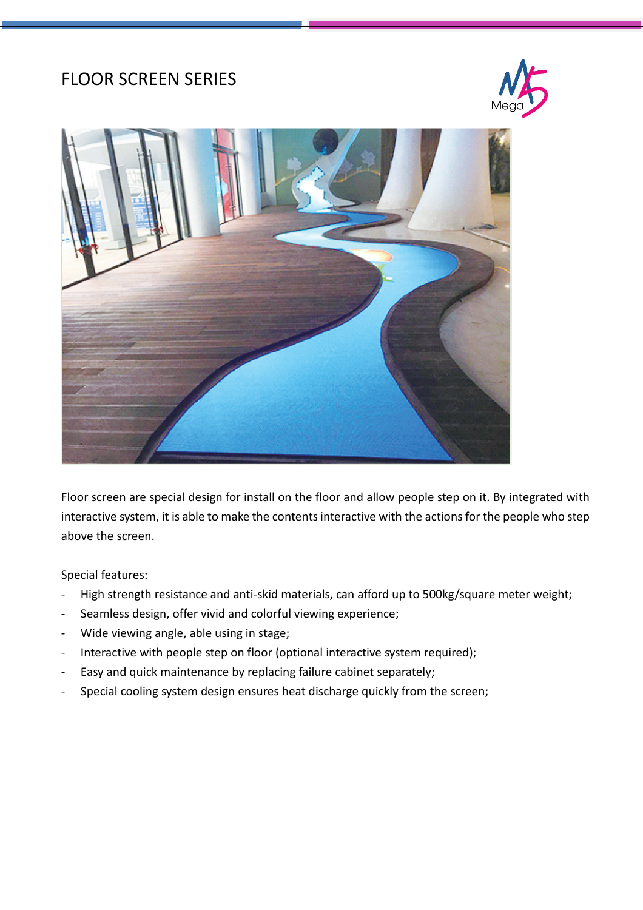# FLOOR SCREEN SERIES

Floor screen are special design for install on the floor and allow people step on it. By integrated with interactive system, it is able to make the contents interactive with the actions for the people who step above the screen.

Special features:

- High strength resistance and anti-skid materials, can afford up to 500kg/square meter weight;
- Seamless design, offer vivid and colorful viewing experience;
- Wide viewing angle, able using in stage;
- Interactive with people step on floor (optional interactive system required);
- Easy and quick maintenance by replacing failure cabinet separately;
- Special cooling system design ensures heat discharge quickly from the screen;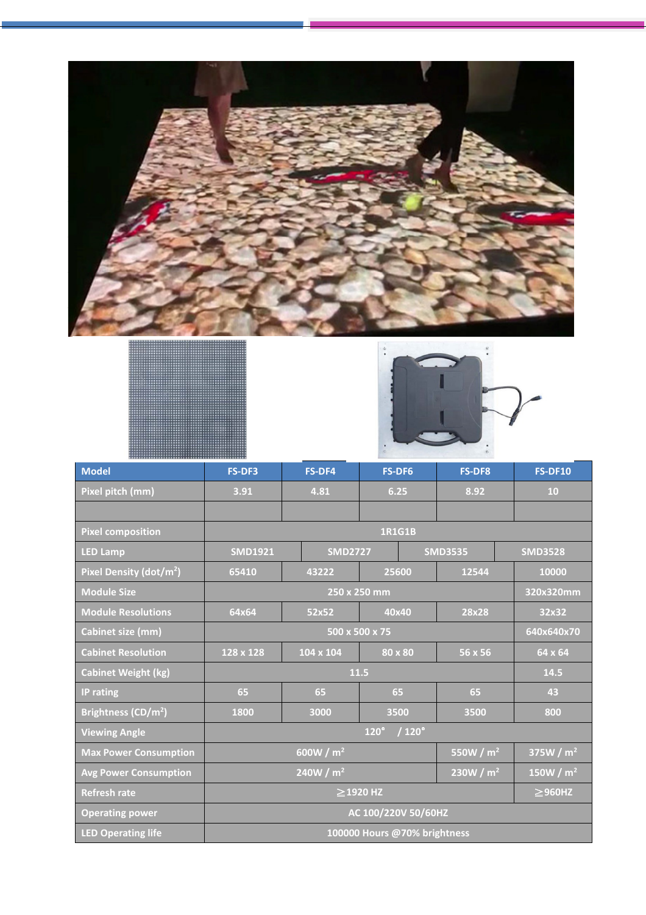| Model | FS-DF3 | FS-DF4 | FS-DF6 | FS-DF8 | FS-DF10 |
|---|---|---|---|---|---|
| Pixel pitch (mm) | 3.91 | 4.81 | 6.25 | 8.92 | 10 |
| | | | | | |
| Pixel composition | 1R1G1B | | | | |
| LED Lamp | SMD1921 | SMD2727 | SMD3535 | SMD3528 | |
| Pixel Density (dot/m²) | 65410 | 43222 | 25600 | 12544 | 10000 |
| Module Size | 250 x 250 mm | | | | 320x320mm |
| Module Resolutions | 64x64 | 52x52 | 40x40 | 28x28 | 32x32 |
| Cabinet size (mm) | 500 x 500 x 75 | | | | 640x640x70 |
| Cabinet Resolution | 128 x 128 | 104 x 104 | 80 x 80 | 56 x 56 | 64 x 64 |
| Cabinet Weight (kg) | 11.5 | | | | 14.5 |
| IP rating | 65 | 65 | 65 | 65 | 43 |
| Brightness (CD/m²) | 1800 | 3000 | 3500 | 3500 | 800 |
| Viewing Angle | 120° / 120° | | | | |
| Max Power Consumption | 600W / m² | | | 550W / m² | 375W / m² |
| Avg Power Consumption | 240W / m² | | | 230W / m² | 150W / m² |
| Refresh rate | ≧1920 HZ | | | | ≧960HZ |
| Operating power | AC 100/220V 50/60HZ | | | | |
| LED Operating life | 100000 Hours @70% brightness | | | | |